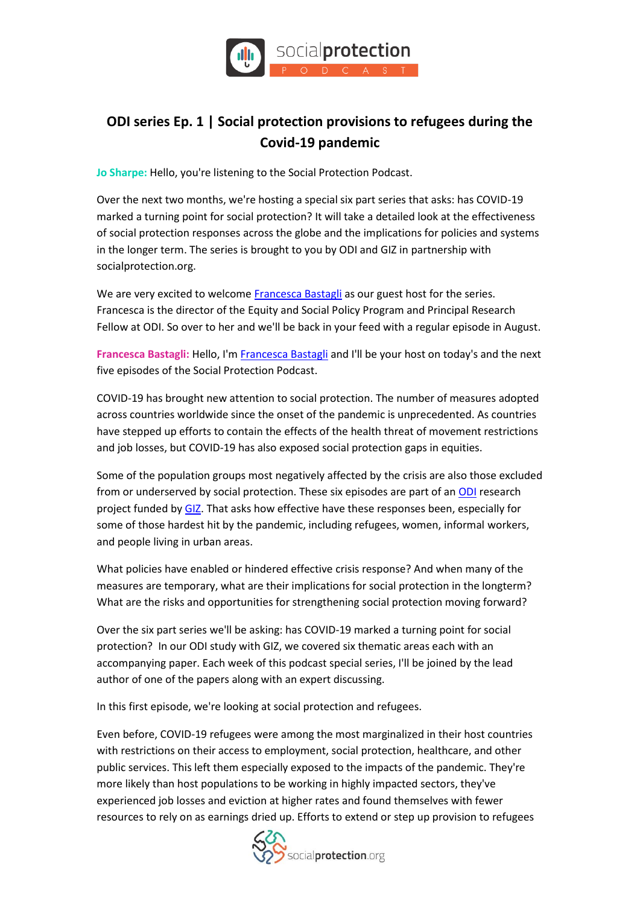# ODI series Ep. 1 | Social protection provisions to refugees during the Covid-19 pandemic

**Jo Sharpe:** Hello, you're listening to the Social Protection Podcast.

Over the next two months, we're hosting a special six part series that asks: has COVID-19 marked a turning point for social protection? It will take a detailed look at the effectiveness of social protection responses across the globe and the implications for policies and systems in the longer term. The series is brought to you by ODI and GIZ in partnership with socialprotection.org.

We are very excited to welcome Francesca Bastagli as our guest host for the series. Francesca is the director of the Equity and Social Policy Program and Principal Research Fellow at ODI. So over to her and we'll be back in your feed with a regular episode in August.

**Francesca Bastagli:** Hello, I'm Francesca Bastagli and I'll be your host on today's and the next five episodes of the Social Protection Podcast.

COVID-19 has brought new attention to social protection. The number of measures adopted across countries worldwide since the onset of the pandemic is unprecedented. As countries have stepped up efforts to contain the effects of the health threat of movement restrictions and job losses, but COVID-19 has also exposed social protection gaps in equities.

Some of the population groups most negatively affected by the crisis are also those excluded from or underserved by social protection. These six episodes are part of an ODI research project funded by GIZ. That asks how effective have these responses been, especially for some of those hardest hit by the pandemic, including refugees, women, informal workers, and people living in urban areas.

What policies have enabled or hindered effective crisis response? And when many of the measures are temporary, what are their implications for social protection in the longterm? What are the risks and opportunities for strengthening social protection moving forward?

Over the six part series we'll be asking: has COVID-19 marked a turning point for social protection? In our ODI study with GIZ, we covered six thematic areas each with an accompanying paper. Each week of this podcast special series, I'll be joined by the lead author of one of the papers along with an expert discussing.

In this first episode, we're looking at social protection and refugees.

Even before, COVID-19 refugees were among the most marginalized in their host countries with restrictions on their access to employment, social protection, healthcare, and other public services. This left them especially exposed to the impacts of the pandemic. They're more likely than host populations to be working in highly impacted sectors, they've experienced job losses and eviction at higher rates and found themselves with fewer resources to rely on as earnings dried up. Efforts to extend or step up provision to refugees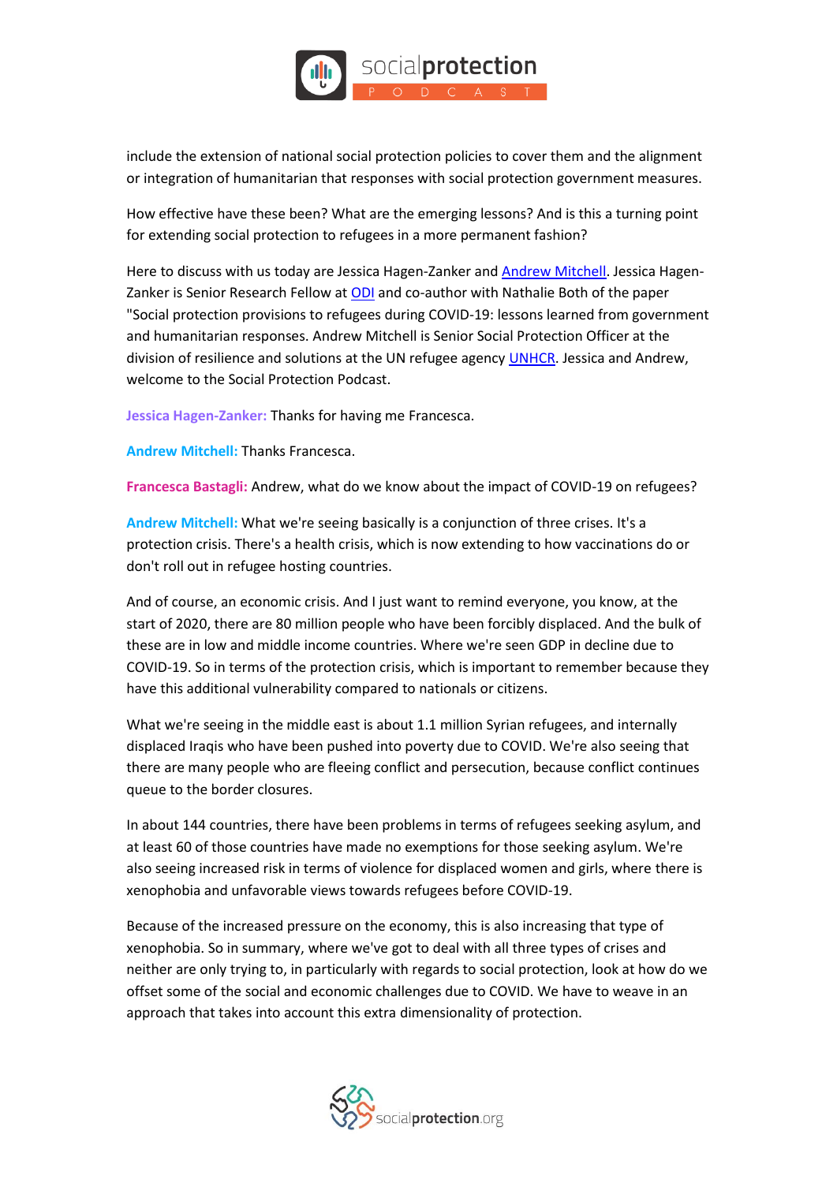include the extension of national social protection policies to cover them and the alignment or integration of humanitarian that responses with social protection government measures.

How effective have these been? What are the emerging lessons? And is this a turning point for extending social protection to refugees in a more permanent fashion?

Here to discuss with us today are Jessica Hagen-Zanker and [Andrew Mitchell](). Jessica Hagen-Zanker is Senior Research Fellow at [ODI]() and co-author with Nathalie Both of the paper "Social protection provisions to refugees during COVID-19: lessons learned from government and humanitarian responses. Andrew Mitchell is Senior Social Protection Officer at the division of resilience and solutions at the UN refugee agency [UNHCR](). Jessica and Andrew, welcome to the Social Protection Podcast.

**Jessica Hagen-Zanker:** Thanks for having me Francesca.

**Andrew Mitchell:** Thanks Francesca.

**Francesca Bastagli:** Andrew, what do we know about the impact of COVID-19 on refugees?

**Andrew Mitchell:** What we're seeing basically is a conjunction of three crises. It's a protection crisis. There's a health crisis, which is now extending to how vaccinations do or don't roll out in refugee hosting countries.

And of course, an economic crisis. And I just want to remind everyone, you know, at the start of 2020, there are 80 million people who have been forcibly displaced. And the bulk of these are in low and middle income countries. Where we're seen GDP in decline due to COVID-19. So in terms of the protection crisis, which is important to remember because they have this additional vulnerability compared to nationals or citizens.

What we're seeing in the middle east is about 1.1 million Syrian refugees, and internally displaced Iraqis who have been pushed into poverty due to COVID. We're also seeing that there are many people who are fleeing conflict and persecution, because conflict continues queue to the border closures.

In about 144 countries, there have been problems in terms of refugees seeking asylum, and at least 60 of those countries have made no exemptions for those seeking asylum. We're also seeing increased risk in terms of violence for displaced women and girls, where there is xenophobia and unfavorable views towards refugees before COVID-19.

Because of the increased pressure on the economy, this is also increasing that type of xenophobia. So in summary, where we've got to deal with all three types of crises and neither are only trying to, in particularly with regards to social protection, look at how do we offset some of the social and economic challenges due to COVID. We have to weave in an approach that takes into account this extra dimensionality of protection.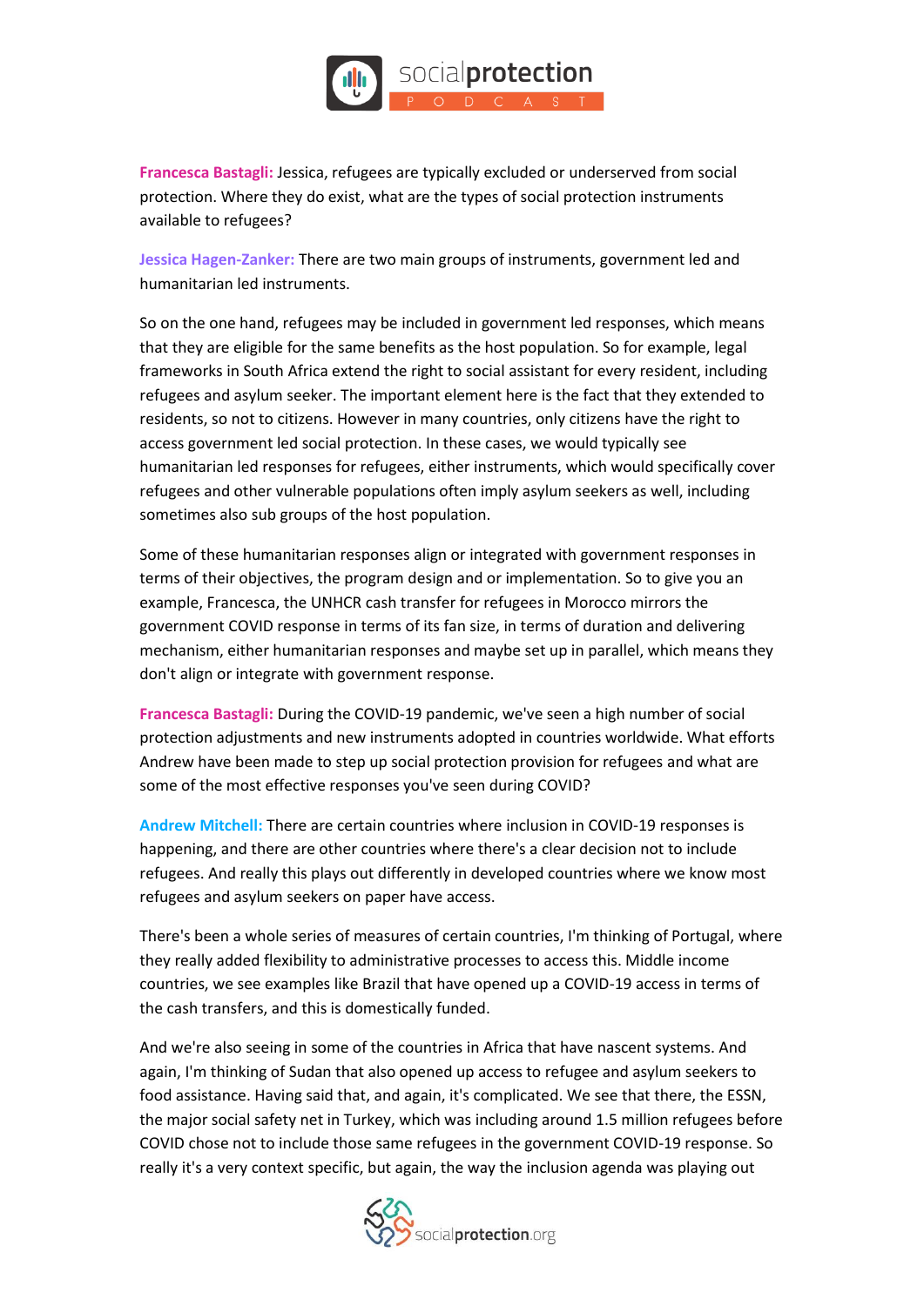**Francesca Bastagli:** Jessica, refugees are typically excluded or underserved from social protection. Where they do exist, what are the types of social protection instruments available to refugees?

**Jessica Hagen-Zanker:** There are two main groups of instruments, government led and humanitarian led instruments.

So on the one hand, refugees may be included in government led responses, which means that they are eligible for the same benefits as the host population. So for example, legal frameworks in South Africa extend the right to social assistant for every resident, including refugees and asylum seeker. The important element here is the fact that they extended to residents, so not to citizens. However in many countries, only citizens have the right to access government led social protection. In these cases, we would typically see humanitarian led responses for refugees, either instruments, which would specifically cover refugees and other vulnerable populations often imply asylum seekers as well, including sometimes also sub groups of the host population.

Some of these humanitarian responses align or integrated with government responses in terms of their objectives, the program design and or implementation. So to give you an example, Francesca, the UNHCR cash transfer for refugees in Morocco mirrors the government COVID response in terms of its fan size, in terms of duration and delivering mechanism, either humanitarian responses and maybe set up in parallel, which means they don't align or integrate with government response.

**Francesca Bastagli:** During the COVID-19 pandemic, we've seen a high number of social protection adjustments and new instruments adopted in countries worldwide. What efforts Andrew have been made to step up social protection provision for refugees and what are some of the most effective responses you've seen during COVID?

**Andrew Mitchell:** There are certain countries where inclusion in COVID-19 responses is happening, and there are other countries where there's a clear decision not to include refugees. And really this plays out differently in developed countries where we know most refugees and asylum seekers on paper have access.

There's been a whole series of measures of certain countries, I'm thinking of Portugal, where they really added flexibility to administrative processes to access this. Middle income countries, we see examples like Brazil that have opened up a COVID-19 access in terms of the cash transfers, and this is domestically funded.

And we're also seeing in some of the countries in Africa that have nascent systems. And again, I'm thinking of Sudan that also opened up access to refugee and asylum seekers to food assistance. Having said that, and again, it's complicated. We see that there, the ESSN, the major social safety net in Turkey, which was including around 1.5 million refugees before COVID chose not to include those same refugees in the government COVID-19 response. So really it's a very context specific, but again, the way the inclusion agenda was playing out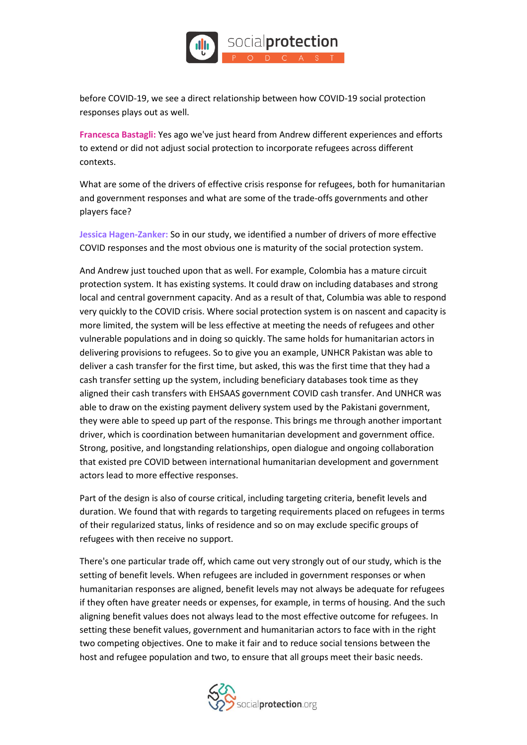before COVID-19, we see a direct relationship between how COVID-19 social protection responses plays out as well.

**Francesca Bastagli:** Yes ago we've just heard from Andrew different experiences and efforts to extend or did not adjust social protection to incorporate refugees across different contexts.

What are some of the drivers of effective crisis response for refugees, both for humanitarian and government responses and what are some of the trade-offs governments and other players face?

**Jessica Hagen-Zanker:** So in our study, we identified a number of drivers of more effective COVID responses and the most obvious one is maturity of the social protection system.

And Andrew just touched upon that as well. For example, Colombia has a mature circuit protection system. It has existing systems. It could draw on including databases and strong local and central government capacity. And as a result of that, Columbia was able to respond very quickly to the COVID crisis. Where social protection system is on nascent and capacity is more limited, the system will be less effective at meeting the needs of refugees and other vulnerable populations and in doing so quickly. The same holds for humanitarian actors in delivering provisions to refugees. So to give you an example, UNHCR Pakistan was able to deliver a cash transfer for the first time, but asked, this was the first time that they had a cash transfer setting up the system, including beneficiary databases took time as they aligned their cash transfers with EHSAAS government COVID cash transfer. And UNHCR was able to draw on the existing payment delivery system used by the Pakistani government, they were able to speed up part of the response. This brings me through another important driver, which is coordination between humanitarian development and government office. Strong, positive, and longstanding relationships, open dialogue and ongoing collaboration that existed pre COVID between international humanitarian development and government actors lead to more effective responses.

Part of the design is also of course critical, including targeting criteria, benefit levels and duration. We found that with regards to targeting requirements placed on refugees in terms of their regularized status, links of residence and so on may exclude specific groups of refugees with then receive no support.

There's one particular trade off, which came out very strongly out of our study, which is the setting of benefit levels. When refugees are included in government responses or when humanitarian responses are aligned, benefit levels may not always be adequate for refugees if they often have greater needs or expenses, for example, in terms of housing. And the such aligning benefit values does not always lead to the most effective outcome for refugees. In setting these benefit values, government and humanitarian actors to face with in the right two competing objectives. One to make it fair and to reduce social tensions between the host and refugee population and two, to ensure that all groups meet their basic needs.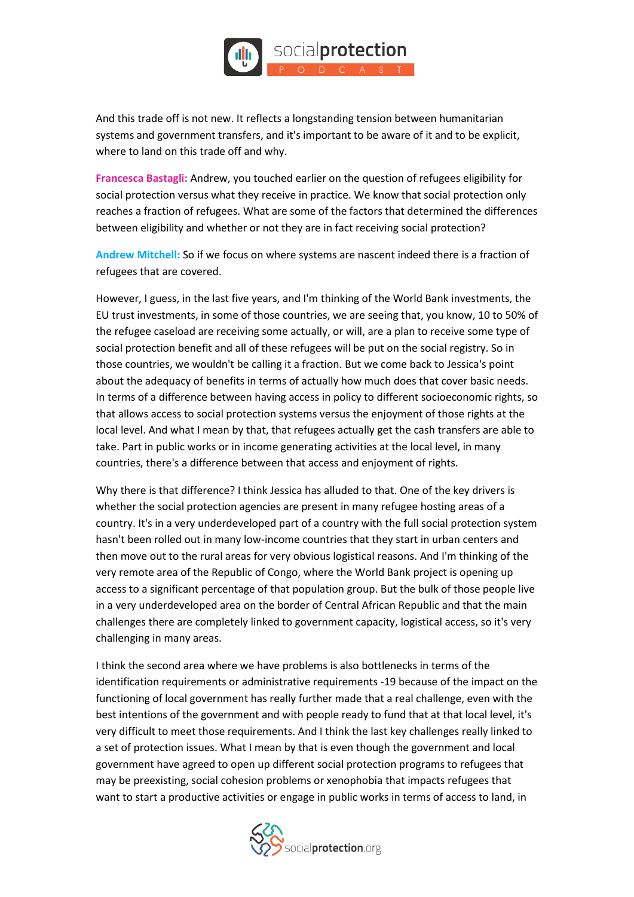And this trade off is not new. It reflects a longstanding tension between humanitarian systems and government transfers, and it's important to be aware of it and to be explicit, where to land on this trade off and why.

**Francesca Bastagli:** Andrew, you touched earlier on the question of refugees eligibility for social protection versus what they receive in practice. We know that social protection only reaches a fraction of refugees. What are some of the factors that determined the differences between eligibility and whether or not they are in fact receiving social protection?

**Andrew Mitchell:** So if we focus on where systems are nascent indeed there is a fraction of refugees that are covered.

However, I guess, in the last five years, and I'm thinking of the World Bank investments, the EU trust investments, in some of those countries, we are seeing that, you know, 10 to 50% of the refugee caseload are receiving some actually, or will, are a plan to receive some type of social protection benefit and all of these refugees will be put on the social registry. So in those countries, we wouldn't be calling it a fraction. But we come back to Jessica's point about the adequacy of benefits in terms of actually how much does that cover basic needs. In terms of a difference between having access in policy to different socioeconomic rights, so that allows access to social protection systems versus the enjoyment of those rights at the local level. And what I mean by that, that refugees actually get the cash transfers are able to take. Part in public works or in income generating activities at the local level, in many countries, there's a difference between that access and enjoyment of rights.

Why there is that difference? I think Jessica has alluded to that. One of the key drivers is whether the social protection agencies are present in many refugee hosting areas of a country. It's in a very underdeveloped part of a country with the full social protection system hasn't been rolled out in many low-income countries that they start in urban centers and then move out to the rural areas for very obvious logistical reasons. And I'm thinking of the very remote area of the Republic of Congo, where the World Bank project is opening up access to a significant percentage of that population group. But the bulk of those people live in a very underdeveloped area on the border of Central African Republic and that the main challenges there are completely linked to government capacity, logistical access, so it's very challenging in many areas.

I think the second area where we have problems is also bottlenecks in terms of the identification requirements or administrative requirements -19 because of the impact on the functioning of local government has really further made that a real challenge, even with the best intentions of the government and with people ready to fund that at that local level, it's very difficult to meet those requirements. And I think the last key challenges really linked to a set of protection issues. What I mean by that is even though the government and local government have agreed to open up different social protection programs to refugees that may be preexisting, social cohesion problems or xenophobia that impacts refugees that want to start a productive activities or engage in public works in terms of access to land, in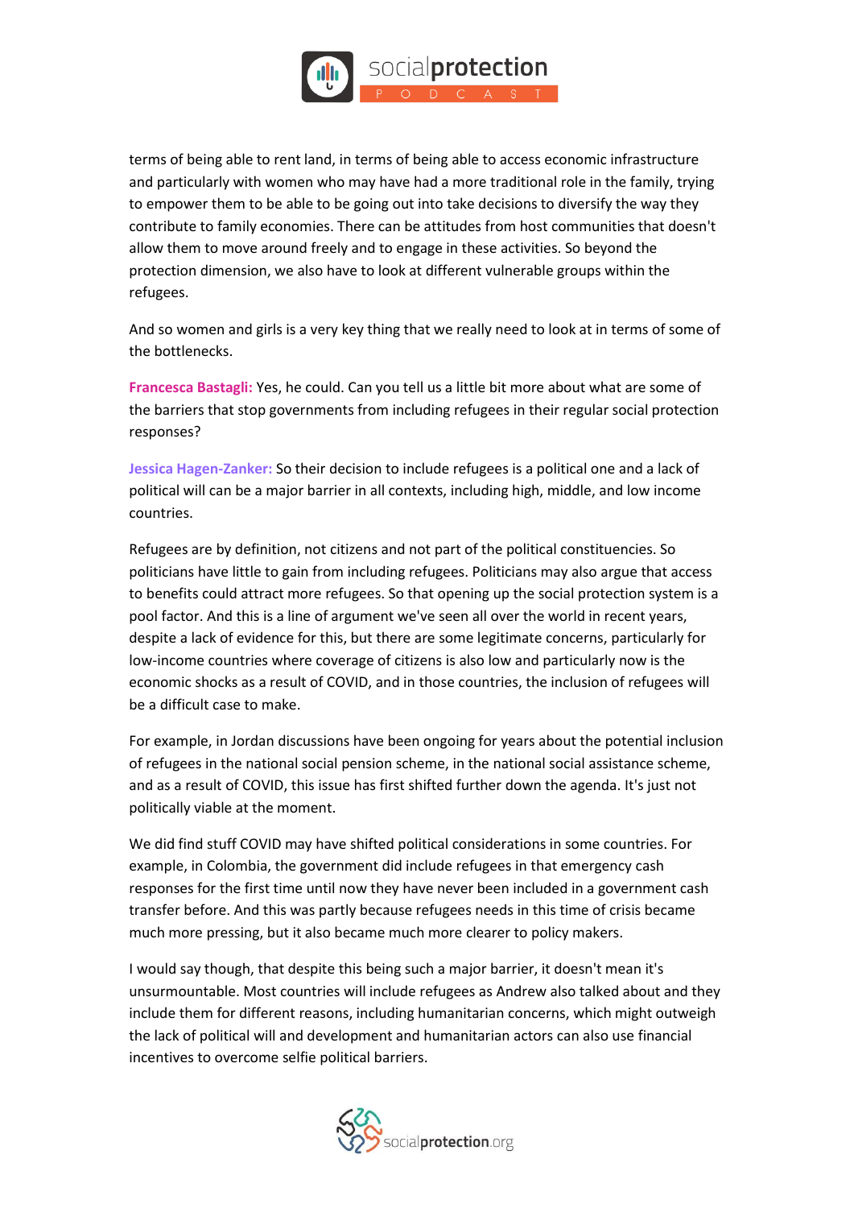terms of being able to rent land, in terms of being able to access economic infrastructure and particularly with women who may have had a more traditional role in the family, trying to empower them to be able to be going out into take decisions to diversify the way they contribute to family economies. There can be attitudes from host communities that doesn't allow them to move around freely and to engage in these activities. So beyond the protection dimension, we also have to look at different vulnerable groups within the refugees.

And so women and girls is a very key thing that we really need to look at in terms of some of the bottlenecks.

**Francesca Bastagli:** Yes, he could. Can you tell us a little bit more about what are some of the barriers that stop governments from including refugees in their regular social protection responses?

**Jessica Hagen-Zanker:** So their decision to include refugees is a political one and a lack of political will can be a major barrier in all contexts, including high, middle, and low income countries.

Refugees are by definition, not citizens and not part of the political constituencies. So politicians have little to gain from including refugees. Politicians may also argue that access to benefits could attract more refugees. So that opening up the social protection system is a pool factor. And this is a line of argument we've seen all over the world in recent years, despite a lack of evidence for this, but there are some legitimate concerns, particularly for low-income countries where coverage of citizens is also low and particularly now is the economic shocks as a result of COVID, and in those countries, the inclusion of refugees will be a difficult case to make.

For example, in Jordan discussions have been ongoing for years about the potential inclusion of refugees in the national social pension scheme, in the national social assistance scheme, and as a result of COVID, this issue has first shifted further down the agenda. It's just not politically viable at the moment.

We did find stuff COVID may have shifted political considerations in some countries. For example, in Colombia, the government did include refugees in that emergency cash responses for the first time until now they have never been included in a government cash transfer before. And this was partly because refugees needs in this time of crisis became much more pressing, but it also became much more clearer to policy makers.

I would say though, that despite this being such a major barrier, it doesn't mean it's unsurmountable. Most countries will include refugees as Andrew also talked about and they include them for different reasons, including humanitarian concerns, which might outweigh the lack of political will and development and humanitarian actors can also use financial incentives to overcome selfie political barriers.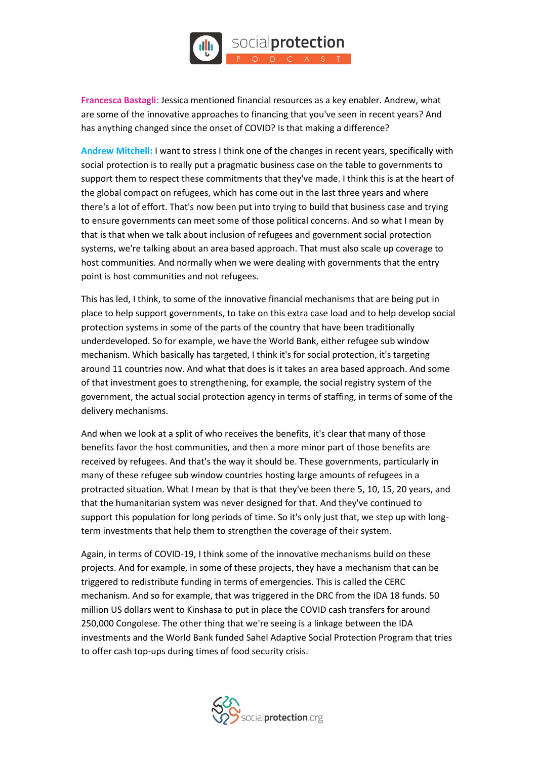**Francesca Bastagli:** Jessica mentioned financial resources as a key enabler. Andrew, what are some of the innovative approaches to financing that you've seen in recent years? And has anything changed since the onset of COVID? Is that making a difference?

**Andrew Mitchell:** I want to stress I think one of the changes in recent years, specifically with social protection is to really put a pragmatic business case on the table to governments to support them to respect these commitments that they've made. I think this is at the heart of the global compact on refugees, which has come out in the last three years and where there's a lot of effort. That's now been put into trying to build that business case and trying to ensure governments can meet some of those political concerns. And so what I mean by that is that when we talk about inclusion of refugees and government social protection systems, we're talking about an area based approach. That must also scale up coverage to host communities. And normally when we were dealing with governments that the entry point is host communities and not refugees.

This has led, I think, to some of the innovative financial mechanisms that are being put in place to help support governments, to take on this extra case load and to help develop social protection systems in some of the parts of the country that have been traditionally underdeveloped. So for example, we have the World Bank, either refugee sub window mechanism. Which basically has targeted, I think it's for social protection, it's targeting around 11 countries now. And what that does is it takes an area based approach. And some of that investment goes to strengthening, for example, the social registry system of the government, the actual social protection agency in terms of staffing, in terms of some of the delivery mechanisms.

And when we look at a split of who receives the benefits, it's clear that many of those benefits favor the host communities, and then a more minor part of those benefits are received by refugees. And that's the way it should be. These governments, particularly in many of these refugee sub window countries hosting large amounts of refugees in a protracted situation. What I mean by that is that they've been there 5, 10, 15, 20 years, and that the humanitarian system was never designed for that. And they've continued to support this population for long periods of time. So it's only just that, we step up with long-term investments that help them to strengthen the coverage of their system.

Again, in terms of COVID-19, I think some of the innovative mechanisms build on these projects. And for example, in some of these projects, they have a mechanism that can be triggered to redistribute funding in terms of emergencies. This is called the CERC mechanism. And so for example, that was triggered in the DRC from the IDA 18 funds. 50 million US dollars went to Kinshasa to put in place the COVID cash transfers for around 250,000 Congolese. The other thing that we're seeing is a linkage between the IDA investments and the World Bank funded Sahel Adaptive Social Protection Program that tries to offer cash top-ups during times of food security crisis.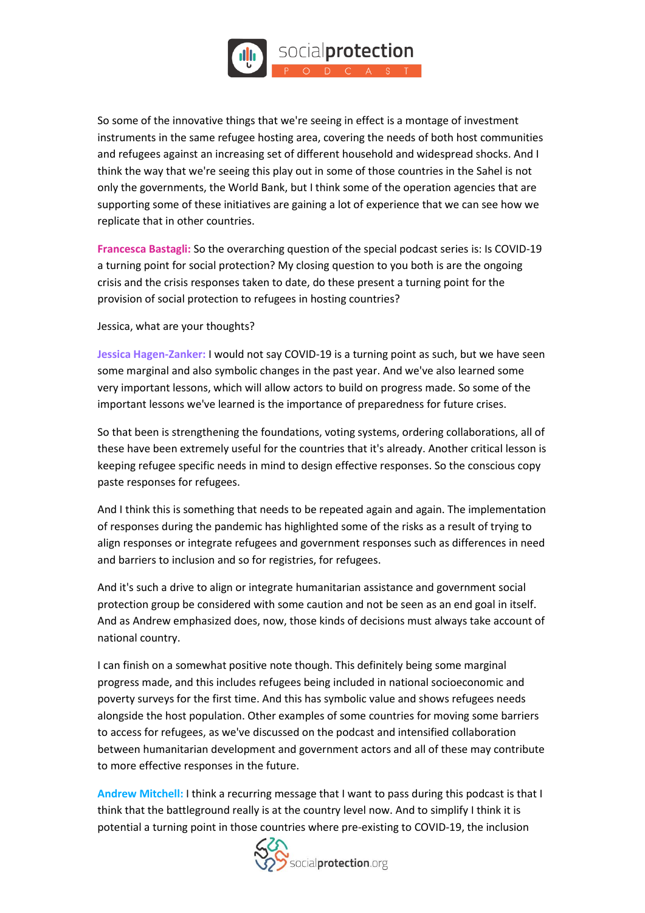So some of the innovative things that we're seeing in effect is a montage of investment instruments in the same refugee hosting area, covering the needs of both host communities and refugees against an increasing set of different household and widespread shocks. And I think the way that we're seeing this play out in some of those countries in the Sahel is not only the governments, the World Bank, but I think some of the operation agencies that are supporting some of these initiatives are gaining a lot of experience that we can see how we replicate that in other countries.

**Francesca Bastagli:** So the overarching question of the special podcast series is: Is COVID-19 a turning point for social protection? My closing question to you both is are the ongoing crisis and the crisis responses taken to date, do these present a turning point for the provision of social protection to refugees in hosting countries?

Jessica, what are your thoughts?

**Jessica Hagen-Zanker:** I would not say COVID-19 is a turning point as such, but we have seen some marginal and also symbolic changes in the past year. And we've also learned some very important lessons, which will allow actors to build on progress made. So some of the important lessons we've learned is the importance of preparedness for future crises.

So that been is strengthening the foundations, voting systems, ordering collaborations, all of these have been extremely useful for the countries that it's already. Another critical lesson is keeping refugee specific needs in mind to design effective responses. So the conscious copy paste responses for refugees.

And I think this is something that needs to be repeated again and again. The implementation of responses during the pandemic has highlighted some of the risks as a result of trying to align responses or integrate refugees and government responses such as differences in need and barriers to inclusion and so for registries, for refugees.

And it's such a drive to align or integrate humanitarian assistance and government social protection group be considered with some caution and not be seen as an end goal in itself. And as Andrew emphasized does, now, those kinds of decisions must always take account of national country.

I can finish on a somewhat positive note though. This definitely being some marginal progress made, and this includes refugees being included in national socioeconomic and poverty surveys for the first time. And this has symbolic value and shows refugees needs alongside the host population. Other examples of some countries for moving some barriers to access for refugees, as we've discussed on the podcast and intensified collaboration between humanitarian development and government actors and all of these may contribute to more effective responses in the future.

**Andrew Mitchell:** I think a recurring message that I want to pass during this podcast is that I think that the battleground really is at the country level now. And to simplify I think it is potential a turning point in those countries where pre-existing to COVID-19, the inclusion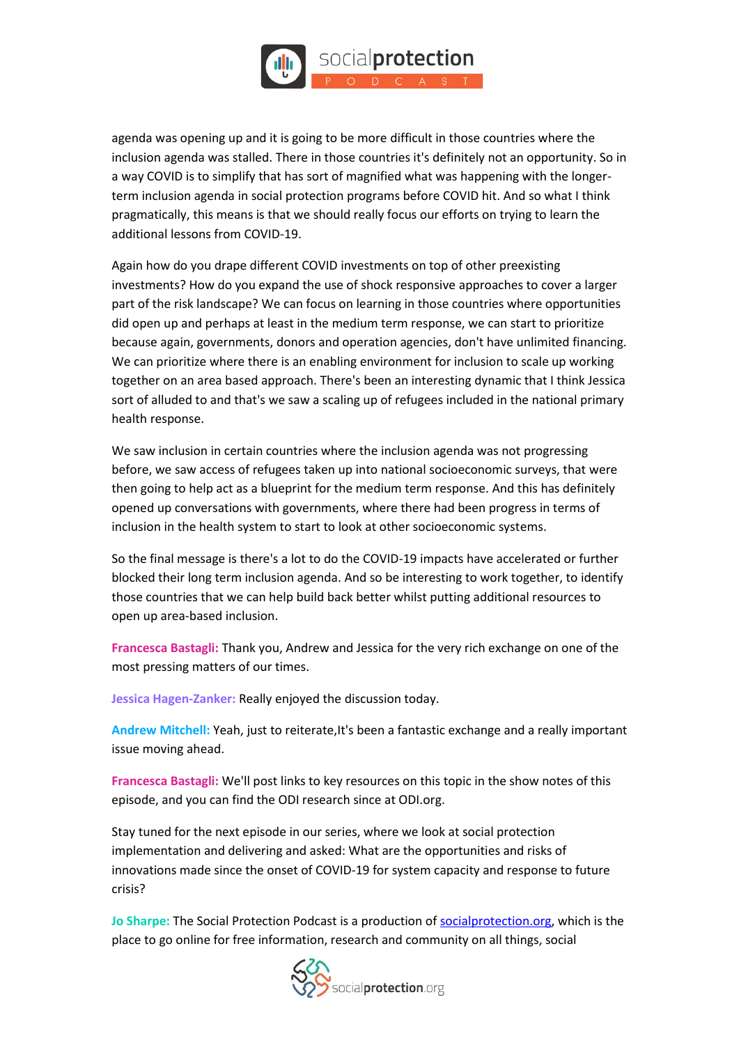agenda was opening up and it is going to be more difficult in those countries where the inclusion agenda was stalled. There in those countries it's definitely not an opportunity. So in a way COVID is to simplify that has sort of magnified what was happening with the longer-term inclusion agenda in social protection programs before COVID hit. And so what I think pragmatically, this means is that we should really focus our efforts on trying to learn the additional lessons from COVID-19.

Again how do you drape different COVID investments on top of other preexisting investments? How do you expand the use of shock responsive approaches to cover a larger part of the risk landscape? We can focus on learning in those countries where opportunities did open up and perhaps at least in the medium term response, we can start to prioritize because again, governments, donors and operation agencies, don't have unlimited financing. We can prioritize where there is an enabling environment for inclusion to scale up working together on an area based approach. There's been an interesting dynamic that I think Jessica sort of alluded to and that's we saw a scaling up of refugees included in the national primary health response.

We saw inclusion in certain countries where the inclusion agenda was not progressing before, we saw access of refugees taken up into national socioeconomic surveys, that were then going to help act as a blueprint for the medium term response. And this has definitely opened up conversations with governments, where there had been progress in terms of inclusion in the health system to start to look at other socioeconomic systems.

So the final message is there's a lot to do the COVID-19 impacts have accelerated or further blocked their long term inclusion agenda. And so be interesting to work together, to identify those countries that we can help build back better whilst putting additional resources to open up area-based inclusion.

**Francesca Bastagli:** Thank you, Andrew and Jessica for the very rich exchange on one of the most pressing matters of our times.

**Jessica Hagen-Zanker:** Really enjoyed the discussion today.

**Andrew Mitchell:** Yeah, just to reiterate,It's been a fantastic exchange and a really important issue moving ahead.

**Francesca Bastagli:** We'll post links to key resources on this topic in the show notes of this episode, and you can find the ODI research since at ODI.org.

Stay tuned for the next episode in our series, where we look at social protection implementation and delivering and asked: What are the opportunities and risks of innovations made since the onset of COVID-19 for system capacity and response to future crisis?

**Jo Sharpe:** The Social Protection Podcast is a production of [socialprotection.org](socialprotection.org), which is the place to go online for free information, research and community on all things, social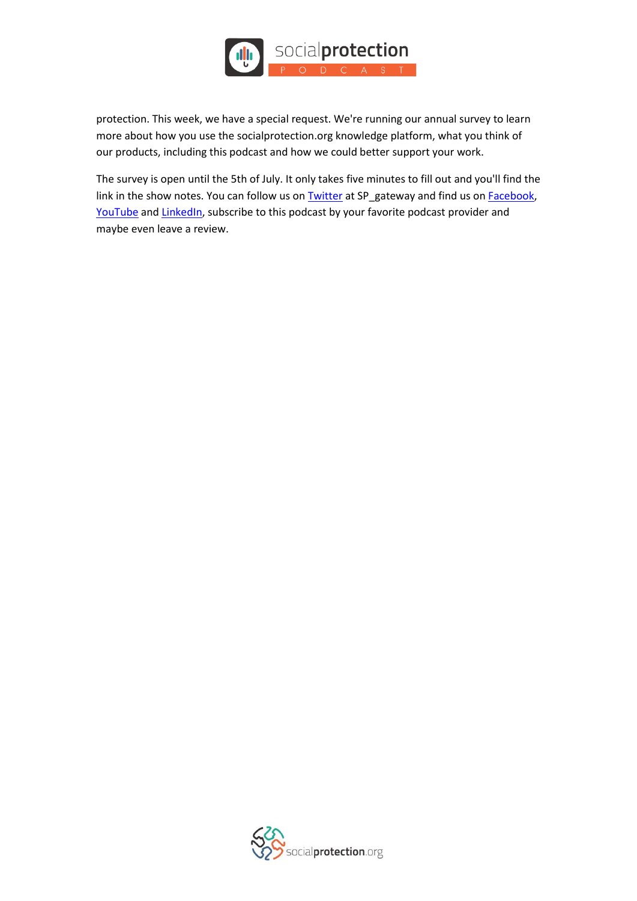protection. This week, we have a special request. We're running our annual survey to learn more about how you use the socialprotection.org knowledge platform, what you think of our products, including this podcast and how we could better support your work.

The survey is open until the 5th of July. It only takes five minutes to fill out and you'll find the link in the show notes. You can follow us on Twitter at SP_gateway and find us on Facebook, YouTube and LinkedIn, subscribe to this podcast by your favorite podcast provider and maybe even leave a review.